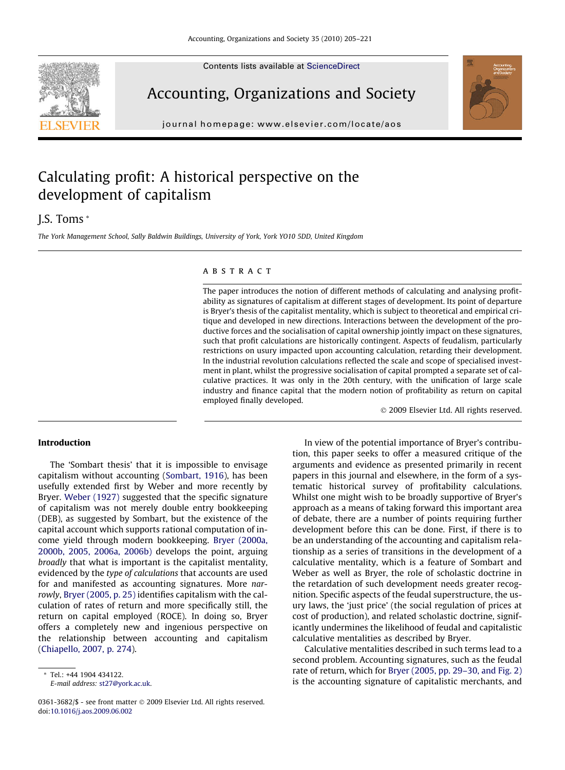# Calculating profit: A historical perspective on the development of capitalism

J.S. Toms *

*The York Management School, Sally Baldwin Buildings, University of York, York YO10 5DD, United Kingdom*

## ABSTRACT

The paper introduces the notion of different methods of calculating and analysing profitability as signatures of capitalism at different stages of development. Its point of departure is Bryer's thesis of the capitalist mentality, which is subject to theoretical and empirical critique and developed in new directions. Interactions between the development of the productive forces and the socialisation of capital ownership jointly impact on these signatures, such that profit calculations are historically contingent. Aspects of feudalism, particularly restrictions on usury impacted upon accounting calculation, retarding their development. In the industrial revolution calculations reflected the scale and scope of specialised investment in plant, whilst the progressive socialisation of capital prompted a separate set of calculative practices. It was only in the 20th century, with the unification of large scale industry and finance capital that the modern notion of profitability as return on capital employed finally developed.

© 2009 Elsevier Ltd. All rights reserved.

## Introduction

The 'Sombart thesis' that it is impossible to envisage capitalism without accounting (Sombart, 1916), has been usefully extended first by Weber and more recently by Bryer. Weber (1927) suggested that the specific signature of capitalism was not merely double entry bookkeeping (DEB), as suggested by Sombart, but the existence of the capital account which supports rational computation of income yield through modern bookkeeping. Bryer (2000a, 2000b, 2005, 2006a, 2006b) develops the point, arguing *broadly* that what is important is the capitalist mentality, evidenced by the *type of calculations* that accounts are used for and manifested as accounting signatures. More *narrowly*, Bryer (2005, p. 25) identifies capitalism with the calculation of rates of return and more specifically still, the return on capital employed (ROCE). In doing so, Bryer offers a completely new and ingenious perspective on the relationship between accounting and capitalism (Chiapello, 2007, p. 274).

In view of the potential importance of Bryer's contribution, this paper seeks to offer a measured critique of the arguments and evidence as presented primarily in recent papers in this journal and elsewhere, in the form of a systematic historical survey of profitability calculations. Whilst one might wish to be broadly supportive of Bryer's approach as a means of taking forward this important area of debate, there are a number of points requiring further development before this can be done. First, if there is to be an understanding of the accounting and capitalism relationship as a series of transitions in the development of a calculative mentality, which is a feature of Sombart and Weber as well as Bryer, the role of scholastic doctrine in the retardation of such development needs greater recognition. Specific aspects of the feudal superstructure, the usury laws, the 'just price' (the social regulation of prices at cost of production), and related scholastic doctrine, significantly undermines the likelihood of feudal and capitalistic calculative mentalities as described by Bryer.

Calculative mentalities described in such terms lead to a second problem. Accounting signatures, such as the feudal rate of return, which for Bryer (2005, pp. 29–30, and Fig. 2) is the accounting signature of capitalistic merchants, and

---

* Tel.: +44 1904 434122.
*E-mail address:* st27@york.ac.uk.

0361-3682/$ - see front matter © 2009 Elsevier Ltd. All rights reserved.
doi:10.1016/j.aos.2009.06.002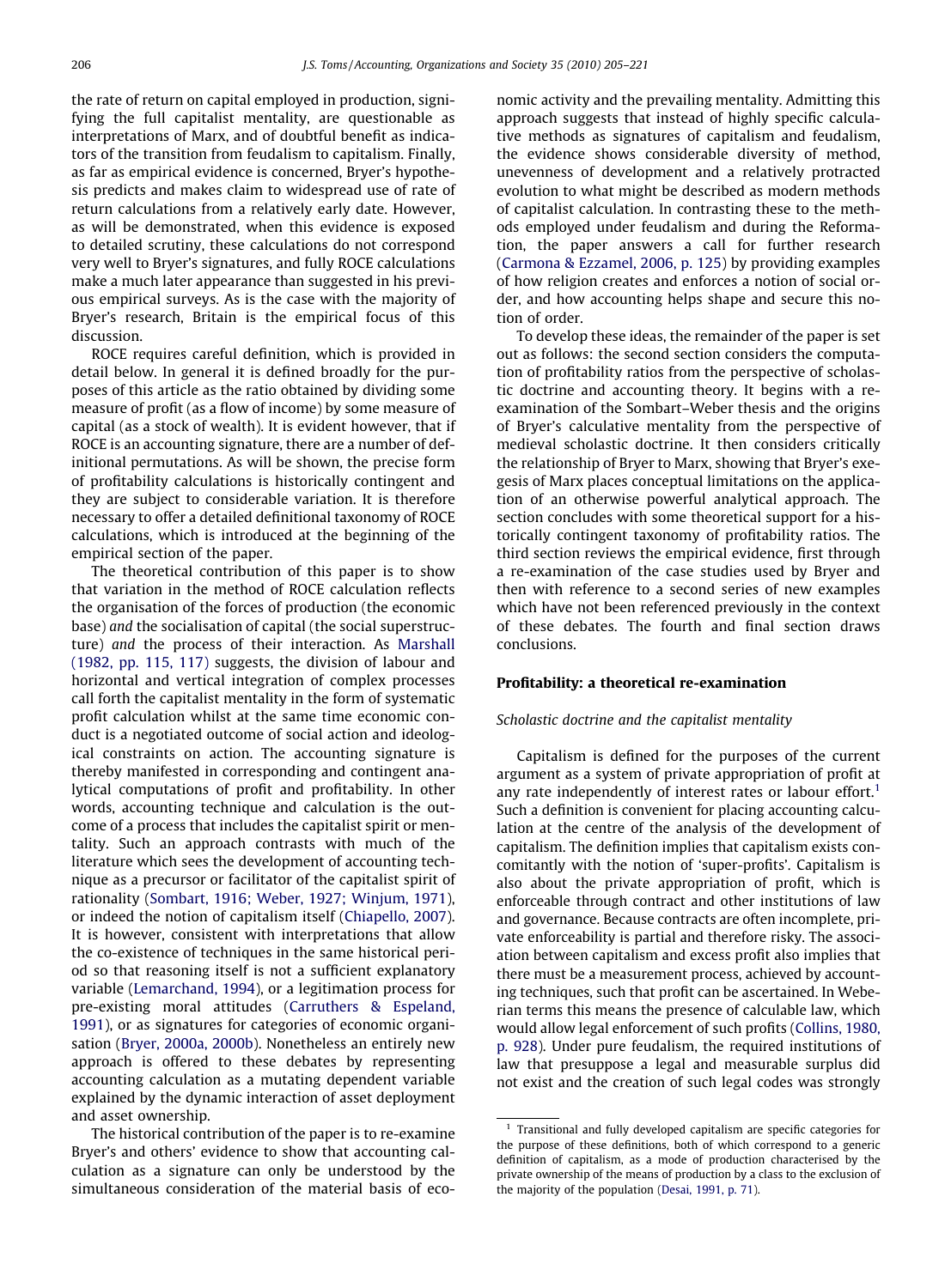the rate of return on capital employed in production, signifying the full capitalist mentality, are questionable as interpretations of Marx, and of doubtful benefit as indicators of the transition from feudalism to capitalism. Finally, as far as empirical evidence is concerned, Bryer's hypothesis predicts and makes claim to widespread use of rate of return calculations from a relatively early date. However, as will be demonstrated, when this evidence is exposed to detailed scrutiny, these calculations do not correspond very well to Bryer's signatures, and fully ROCE calculations make a much later appearance than suggested in his previous empirical surveys. As is the case with the majority of Bryer's research, Britain is the empirical focus of this discussion.

ROCE requires careful definition, which is provided in detail below. In general it is defined broadly for the purposes of this article as the ratio obtained by dividing some measure of profit (as a flow of income) by some measure of capital (as a stock of wealth). It is evident however, that if ROCE is an accounting signature, there are a number of definitional permutations. As will be shown, the precise form of profitability calculations is historically contingent and they are subject to considerable variation. It is therefore necessary to offer a detailed definitional taxonomy of ROCE calculations, which is introduced at the beginning of the empirical section of the paper.

The theoretical contribution of this paper is to show that variation in the method of ROCE calculation reflects the organisation of the forces of production (the economic base) *and* the socialisation of capital (the social superstructure) *and* the process of their interaction. As Marshall (1982, pp. 115, 117) suggests, the division of labour and horizontal and vertical integration of complex processes call forth the capitalist mentality in the form of systematic profit calculation whilst at the same time economic conduct is a negotiated outcome of social action and ideological constraints on action. The accounting signature is thereby manifested in corresponding and contingent analytical computations of profit and profitability. In other words, accounting technique and calculation is the outcome of a process that includes the capitalist spirit or mentality. Such an approach contrasts with much of the literature which sees the development of accounting technique as a precursor or facilitator of the capitalist spirit of rationality (Sombart, 1916; Weber, 1927; Winjum, 1971), or indeed the notion of capitalism itself (Chiapello, 2007). It is however, consistent with interpretations that allow the co-existence of techniques in the same historical period so that reasoning itself is not a sufficient explanatory variable (Lemarchand, 1994), or a legitimation process for pre-existing moral attitudes (Carruthers & Espeland, 1991), or as signatures for categories of economic organisation (Bryer, 2000a, 2000b). Nonetheless an entirely new approach is offered to these debates by representing accounting calculation as a mutating dependent variable explained by the dynamic interaction of asset deployment and asset ownership.

The historical contribution of the paper is to re-examine Bryer's and others' evidence to show that accounting calculation as a signature can only be understood by the simultaneous consideration of the material basis of economic activity and the prevailing mentality. Admitting this approach suggests that instead of highly specific calculative methods as signatures of capitalism and feudalism, the evidence shows considerable diversity of method, unevenness of development and a relatively protracted evolution to what might be described as modern methods of capitalist calculation. In contrasting these to the methods employed under feudalism and during the Reformation, the paper answers a call for further research (Carmona & Ezzamel, 2006, p. 125) by providing examples of how religion creates and enforces a notion of social order, and how accounting helps shape and secure this notion of order.

To develop these ideas, the remainder of the paper is set out as follows: the second section considers the computation of profitability ratios from the perspective of scholastic doctrine and accounting theory. It begins with a re-examination of the Sombart–Weber thesis and the origins of Bryer's calculative mentality from the perspective of medieval scholastic doctrine. It then considers critically the relationship of Bryer to Marx, showing that Bryer's exegesis of Marx places conceptual limitations on the application of an otherwise powerful analytical approach. The section concludes with some theoretical support for a historically contingent taxonomy of profitability ratios. The third section reviews the empirical evidence, first through a re-examination of the case studies used by Bryer and then with reference to a second series of new examples which have not been referenced previously in the context of these debates. The fourth and final section draws conclusions.

## Profitability: a theoretical re-examination

### *Scholastic doctrine and the capitalist mentality*

Capitalism is defined for the purposes of the current argument as a system of private appropriation of profit at any rate independently of interest rates or labour effort.[1] Such a definition is convenient for placing accounting calculation at the centre of the analysis of the development of capitalism. The definition implies that capitalism exists concomitantly with the notion of 'super-profits'. Capitalism is also about the private appropriation of profit, which is enforceable through contract and other institutions of law and governance. Because contracts are often incomplete, private enforceability is partial and therefore risky. The association between capitalism and excess profit also implies that there must be a measurement process, achieved by accounting techniques, such that profit can be ascertained. In Weberian terms this means the presence of calculable law, which would allow legal enforcement of such profits (Collins, 1980, p. 928). Under pure feudalism, the required institutions of law that presuppose a legal and measurable surplus did not exist and the creation of such legal codes was strongly

[1] Transitional and fully developed capitalism are specific categories for the purpose of these definitions, both of which correspond to a generic definition of capitalism, as a mode of production characterised by the private ownership of the means of production by a class to the exclusion of the majority of the population (Desai, 1991, p. 71).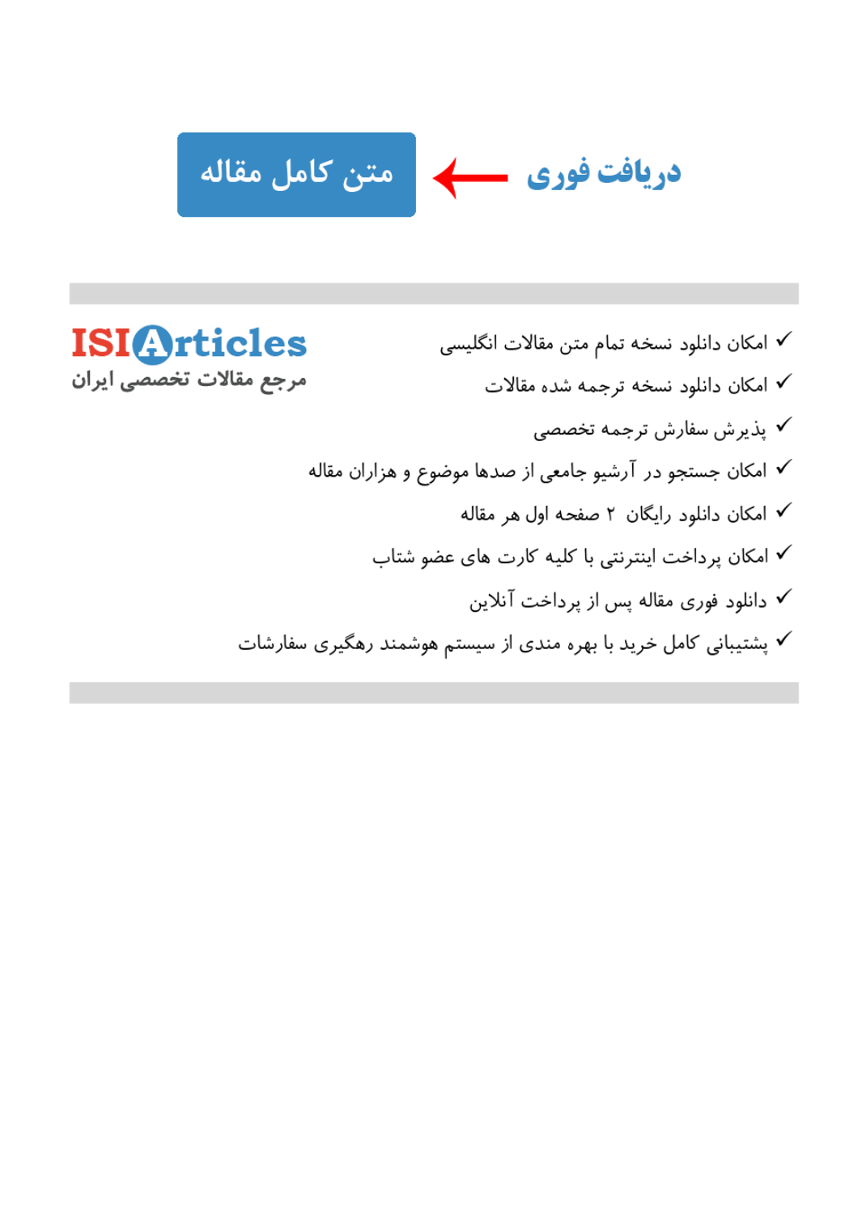دریافت فوری ← **متن کامل مقاله**

**ISIArticles**
مرجع مقالات تخصصی ایران

- ✓ امکان دانلود نسخه تمام متن مقالات انگلیسی
- ✓ امکان دانلود نسخه ترجمه شده مقالات
- ✓ پذیرش سفارش ترجمه تخصصی
- ✓ امکان جستجو در آرشیو جامعی از صدها موضوع و هزاران مقاله
- ✓ امکان دانلود رایگان ۲ صفحه اول هر مقاله
- ✓ امکان پرداخت اینترنتی با کلیه کارت های عضو شتاب
- ✓ دانلود فوری مقاله پس از پرداخت آنلاین
- ✓ پشتیبانی کامل خرید با بهره مندی از سیستم هوشمند رهگیری سفارشات